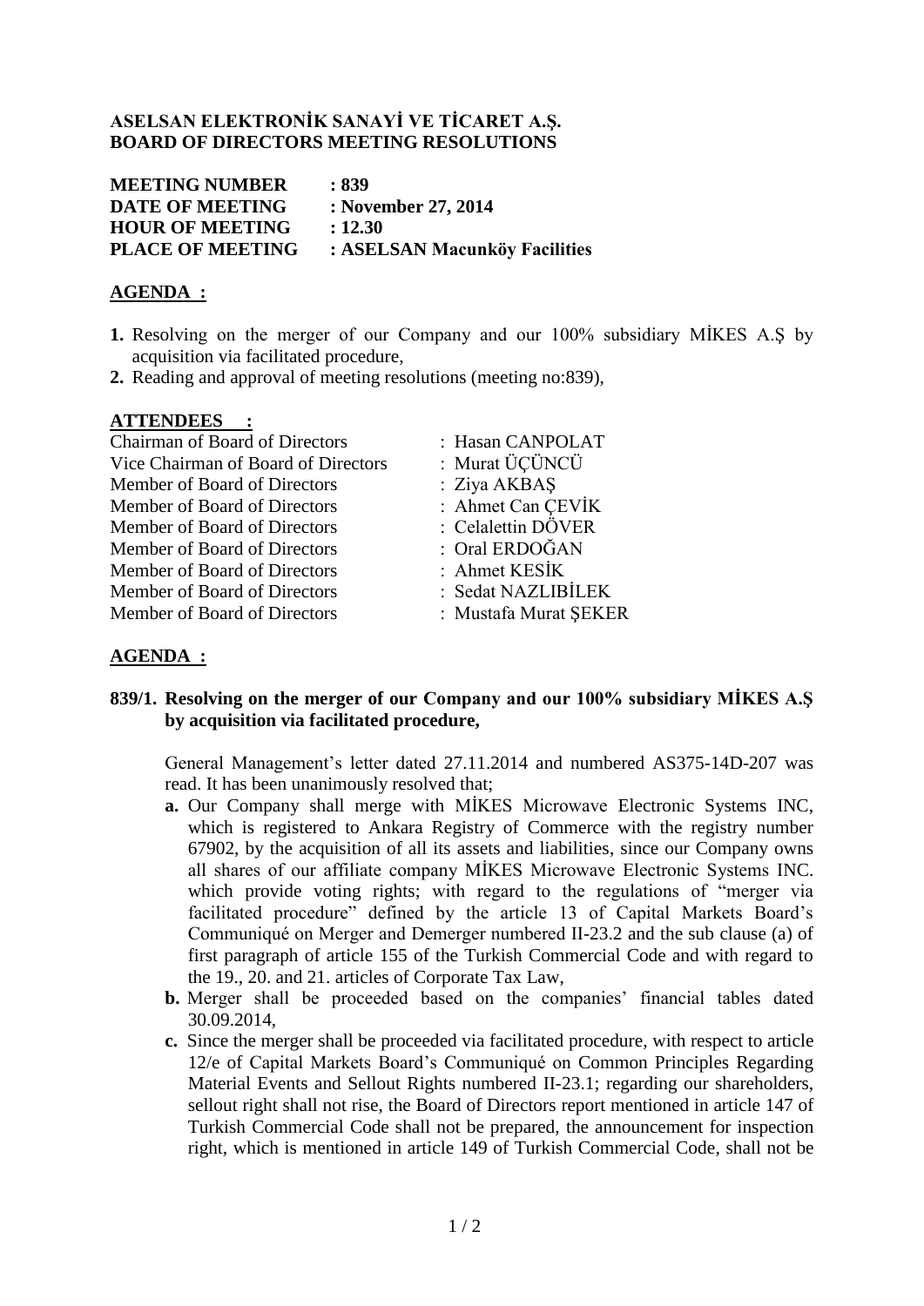**ASELSAN ELEKTRONİK SANAYİ VE TİCARET A.Ş.**
**BOARD OF DIRECTORS MEETING RESOLUTIONS**

**MEETING NUMBER : 839**
**DATE OF MEETING : November 27, 2014**
**HOUR OF MEETING : 12.30**
**PLACE OF MEETING : ASELSAN Macunköy Facilities**

## AGENDA :

1. Resolving on the merger of our Company and our 100% subsidiary MİKES A.Ş by acquisition via facilitated procedure,
2. Reading and approval of meeting resolutions (meeting no:839),

## ATTENDEES :

| | |
|---|---|
| Chairman of Board of Directors | : Hasan CANPOLAT |
| Vice Chairman of Board of Directors | : Murat ÜÇÜNCÜ |
| Member of Board of Directors | : Ziya AKBAŞ |
| Member of Board of Directors | : Ahmet Can ÇEVİK |
| Member of Board of Directors | : Celalettin DÖVER |
| Member of Board of Directors | : Oral ERDOĞAN |
| Member of Board of Directors | : Ahmet KESİK |
| Member of Board of Directors | : Sedat NAZLIBİLEK |
| Member of Board of Directors | : Mustafa Murat ŞEKER |

## AGENDA :

**839/1. Resolving on the merger of our Company and our 100% subsidiary MİKES A.Ş by acquisition via facilitated procedure,**

General Management's letter dated 27.11.2014 and numbered AS375-14D-207 was read. It has been unanimously resolved that;

- **a.** Our Company shall merge with MİKES Microwave Electronic Systems INC, which is registered to Ankara Registry of Commerce with the registry number 67902, by the acquisition of all its assets and liabilities, since our Company owns all shares of our affiliate company MİKES Microwave Electronic Systems INC. which provide voting rights; with regard to the regulations of "merger via facilitated procedure" defined by the article 13 of Capital Markets Board's Communiqué on Merger and Demerger numbered II-23.2 and the sub clause (a) of first paragraph of article 155 of the Turkish Commercial Code and with regard to the 19., 20. and 21. articles of Corporate Tax Law,
- **b.** Merger shall be proceeded based on the companies' financial tables dated 30.09.2014,
- **c.** Since the merger shall be proceeded via facilitated procedure, with respect to article 12/e of Capital Markets Board's Communiqué on Common Principles Regarding Material Events and Sellout Rights numbered II-23.1; regarding our shareholders, sellout right shall not rise, the Board of Directors report mentioned in article 147 of Turkish Commercial Code shall not be prepared, the announcement for inspection right, which is mentioned in article 149 of Turkish Commercial Code, shall not be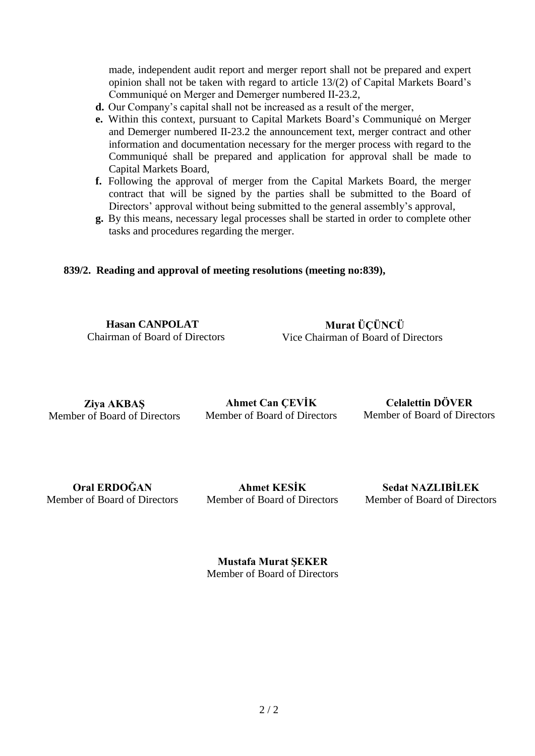made, independent audit report and merger report shall not be prepared and expert opinion shall not be taken with regard to article 13/(2) of Capital Markets Board's Communiqué on Merger and Demerger numbered II-23.2,

**d.** Our Company's capital shall not be increased as a result of the merger,

**e.** Within this context, pursuant to Capital Markets Board's Communiqué on Merger and Demerger numbered II-23.2 the announcement text, merger contract and other information and documentation necessary for the merger process with regard to the Communiqué shall be prepared and application for approval shall be made to Capital Markets Board,

**f.** Following the approval of merger from the Capital Markets Board, the merger contract that will be signed by the parties shall be submitted to the Board of Directors' approval without being submitted to the general assembly's approval,

**g.** By this means, necessary legal processes shall be started in order to complete other tasks and procedures regarding the merger.

**839/2. Reading and approval of meeting resolutions (meeting no:839),**

**Hasan CANPOLAT**
Chairman of Board of Directors

**Murat ÜÇÜNCÜ**
Vice Chairman of Board of Directors

**Ziya AKBAŞ**
Member of Board of Directors

**Ahmet Can ÇEVİK**
Member of Board of Directors

**Celalettin DÖVER**
Member of Board of Directors

**Oral ERDOĞAN**
Member of Board of Directors

**Ahmet KESİK**
Member of Board of Directors

**Sedat NAZLIBİLEK**
Member of Board of Directors

**Mustafa Murat ŞEKER**
Member of Board of Directors